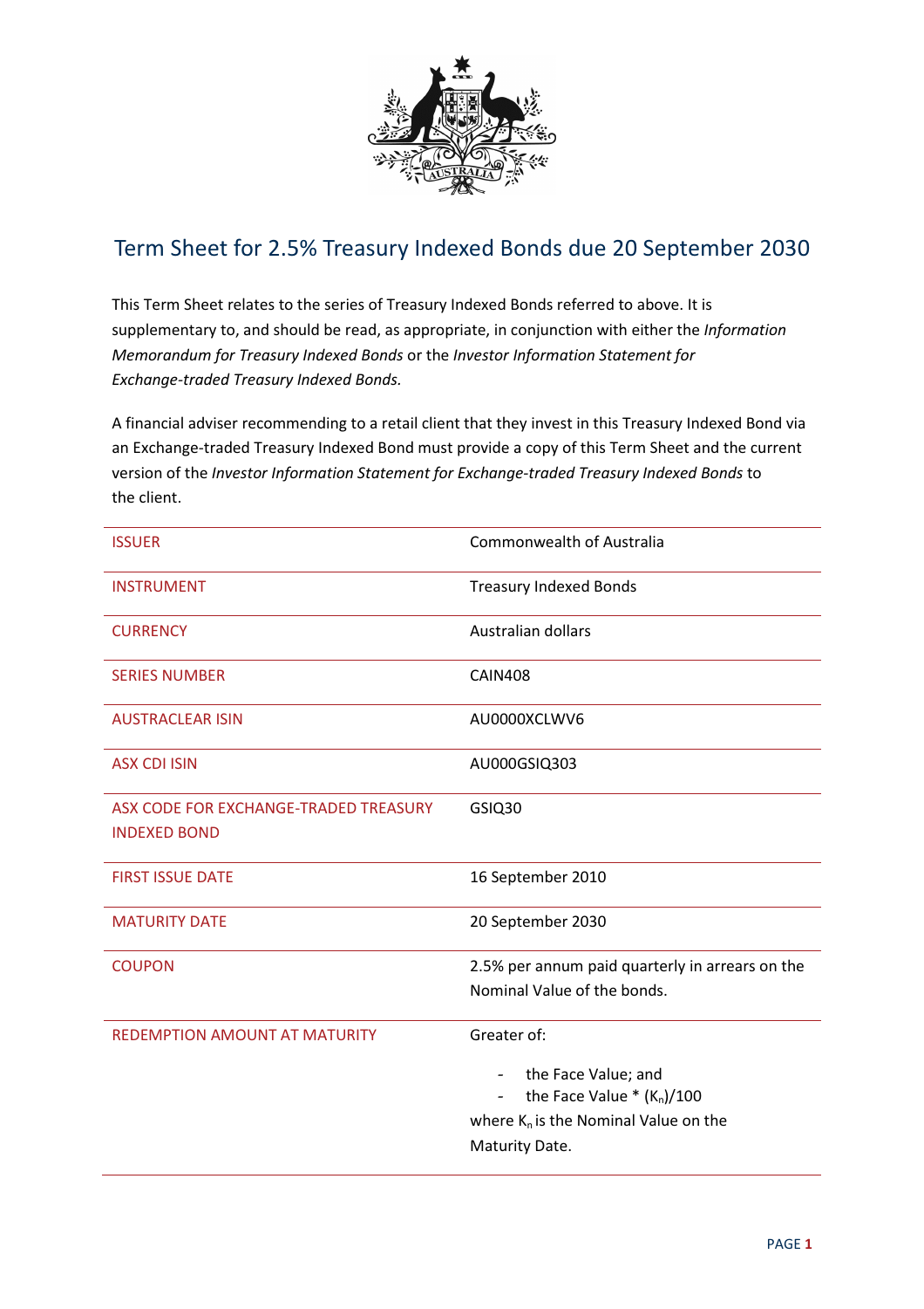# Term Sheet for 2.5% Treasury Indexed Bonds due 20 September 2030

This Term Sheet relates to the series of Treasury Indexed Bonds referred to above. It is supplementary to, and should be read, as appropriate, in conjunction with either the *Information Memorandum for Treasury Indexed Bonds* or the *Investor Information Statement for Exchange-traded Treasury Indexed Bonds.*

A financial adviser recommending to a retail client that they invest in this Treasury Indexed Bond via an Exchange-traded Treasury Indexed Bond must provide a copy of this Term Sheet and the current version of the *Investor Information Statement for Exchange-traded Treasury Indexed Bonds* to the client.

| | |
|---|---|
| ISSUER | Commonwealth of Australia |
| INSTRUMENT | Treasury Indexed Bonds |
| CURRENCY | Australian dollars |
| SERIES NUMBER | CAIN408 |
| AUSTRACLEAR ISIN | AU0000XCLWV6 |
| ASX CDI ISIN | AU000GSIQ303 |
| ASX CODE FOR EXCHANGE-TRADED TREASURY INDEXED BOND | GSIQ30 |
| FIRST ISSUE DATE | 16 September 2010 |
| MATURITY DATE | 20 September 2030 |
| COUPON | 2.5% per annum paid quarterly in arrears on the Nominal Value of the bonds. |
| REDEMPTION AMOUNT AT MATURITY | Greater of: <br> - the Face Value; and <br> - the Face Value * ($K_n$)/100 <br> where $K_n$ is the Nominal Value on the Maturity Date. |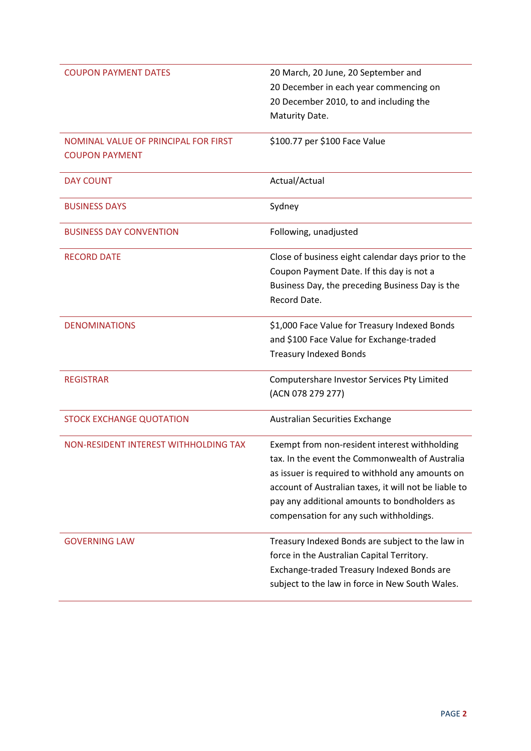| | |
|---|---|
| COUPON PAYMENT DATES | 20 March, 20 June, 20 September and 20 December in each year commencing on 20 December 2010, to and including the Maturity Date. |
| NOMINAL VALUE OF PRINCIPAL FOR FIRST COUPON PAYMENT | $100.77 per $100 Face Value |
| DAY COUNT | Actual/Actual |
| BUSINESS DAYS | Sydney |
| BUSINESS DAY CONVENTION | Following, unadjusted |
| RECORD DATE | Close of business eight calendar days prior to the Coupon Payment Date. If this day is not a Business Day, the preceding Business Day is the Record Date. |
| DENOMINATIONS | $1,000 Face Value for Treasury Indexed Bonds and $100 Face Value for Exchange-traded Treasury Indexed Bonds |
| REGISTRAR | Computershare Investor Services Pty Limited (ACN 078 279 277) |
| STOCK EXCHANGE QUOTATION | Australian Securities Exchange |
| NON-RESIDENT INTEREST WITHHOLDING TAX | Exempt from non-resident interest withholding tax. In the event the Commonwealth of Australia as issuer is required to withhold any amounts on account of Australian taxes, it will not be liable to pay any additional amounts to bondholders as compensation for any such withholdings. |
| GOVERNING LAW | Treasury Indexed Bonds are subject to the law in force in the Australian Capital Territory. Exchange-traded Treasury Indexed Bonds are subject to the law in force in New South Wales. |